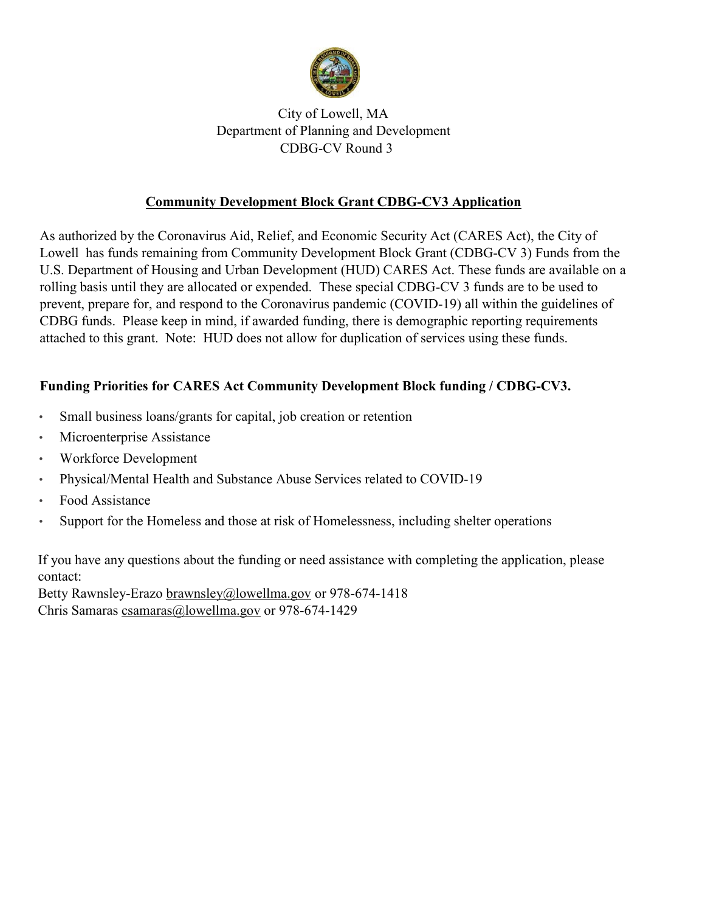City of Lowell, MA
Department of Planning and Development
CDBG-CV Round 3

## Community Development Block Grant CDBG-CV3 Application

As authorized by the Coronavirus Aid, Relief, and Economic Security Act (CARES Act), the City of Lowell has funds remaining from Community Development Block Grant (CDBG-CV 3) Funds from the U.S. Department of Housing and Urban Development (HUD) CARES Act. These funds are available on a rolling basis until they are allocated or expended. These special CDBG-CV 3 funds are to be used to prevent, prepare for, and respond to the Coronavirus pandemic (COVID-19) all within the guidelines of CDBG funds. Please keep in mind, if awarded funding, there is demographic reporting requirements attached to this grant. Note: HUD does not allow for duplication of services using these funds.

**Funding Priorities for CARES Act Community Development Block funding / CDBG-CV3.**

- Small business loans/grants for capital, job creation or retention
- Microenterprise Assistance
- Workforce Development
- Physical/Mental Health and Substance Abuse Services related to COVID-19
- Food Assistance
- Support for the Homeless and those at risk of Homelessness, including shelter operations

If you have any questions about the funding or need assistance with completing the application, please contact:
Betty Rawnsley-Erazo brawnsley@lowellma.gov or 978-674-1418
Chris Samaras csamaras@lowellma.gov or 978-674-1429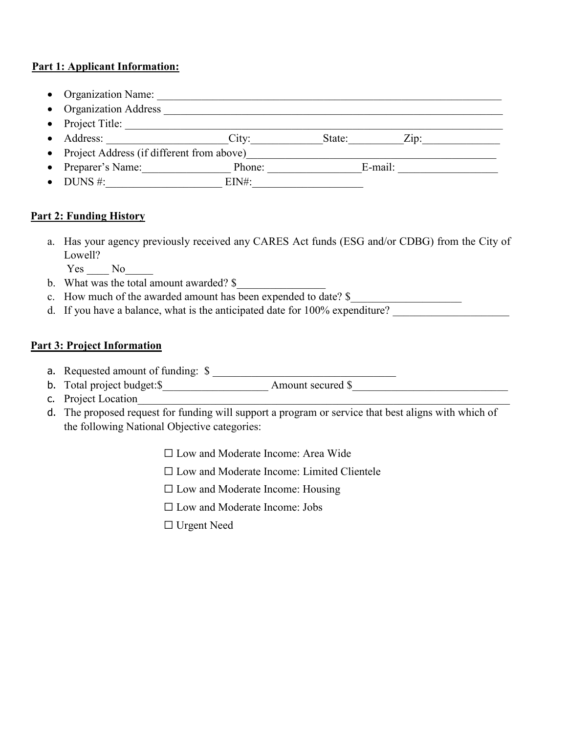**Part 1: Applicant Information:**

- Organization Name: ___________________________________________________________________
- Organization Address ___________________________________________________________________
- Project Title: ________________________________________________________________________
- Address: _____________________City:____________State:__________Zip:______________
- Project Address (if different from above)_____________________________________________
- Preparer's Name:________________ Phone: ________________E-mail: __________________
- DUNS #:_____________________ EIN#:____________________

**Part 2: Funding History**

a. Has your agency previously received any CARES Act funds (ESG and/or CDBG) from the City of Lowell?
   Yes ____ No_____
b. What was the total amount awarded? $________________
c. How much of the awarded amount has been expended to date? $____________________
d. If you have a balance, what is the anticipated date for 100% expenditure? _____________________

**Part 3: Project Information**

a. Requested amount of funding: $ _________________________________
b. Total project budget:$___________________ Amount secured $____________________________
c. Project Location_______________________________________________________________________
d. The proposed request for funding will support a program or service that best aligns with which of the following National Objective categories:

☐ Low and Moderate Income: Area Wide

☐ Low and Moderate Income: Limited Clientele

☐ Low and Moderate Income: Housing

☐ Low and Moderate Income: Jobs

☐ Urgent Need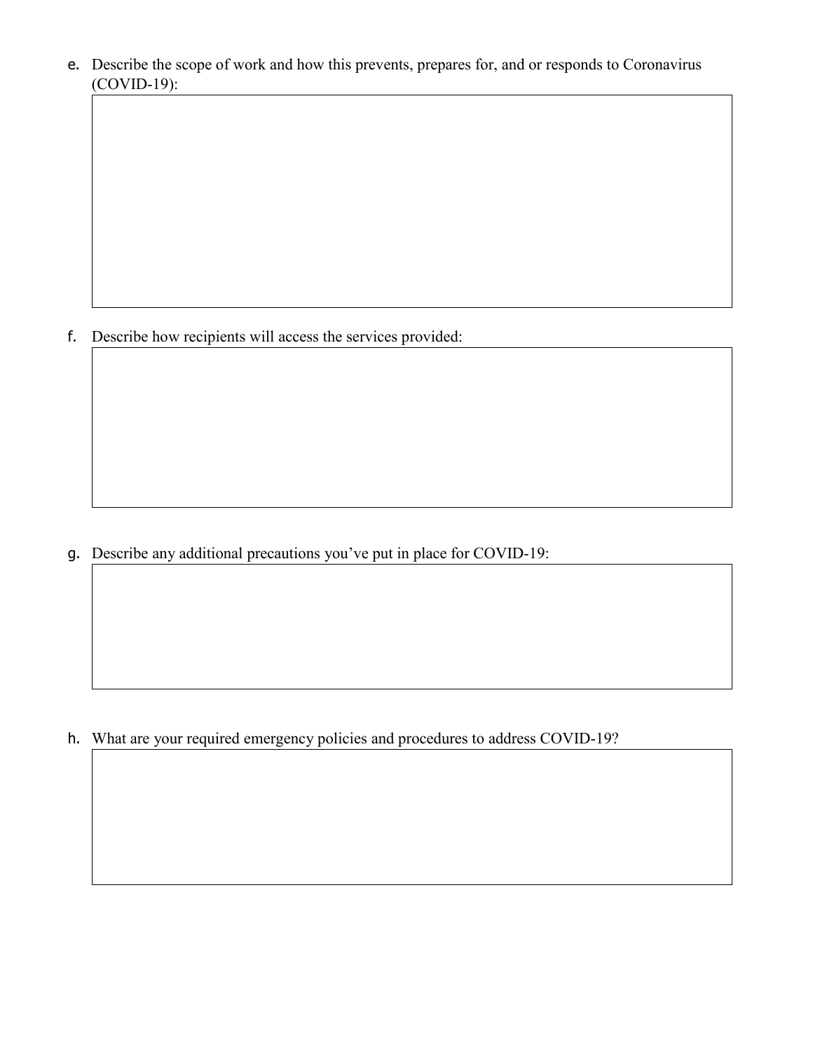e. Describe the scope of work and how this prevents, prepares for, and or responds to Coronavirus (COVID-19):

| |
|---|
| |

f. Describe how recipients will access the services provided:

| |
|---|
| |

g. Describe any additional precautions you've put in place for COVID-19:

| |
|---|
| |

h. What are your required emergency policies and procedures to address COVID-19?

| |
|---|
| |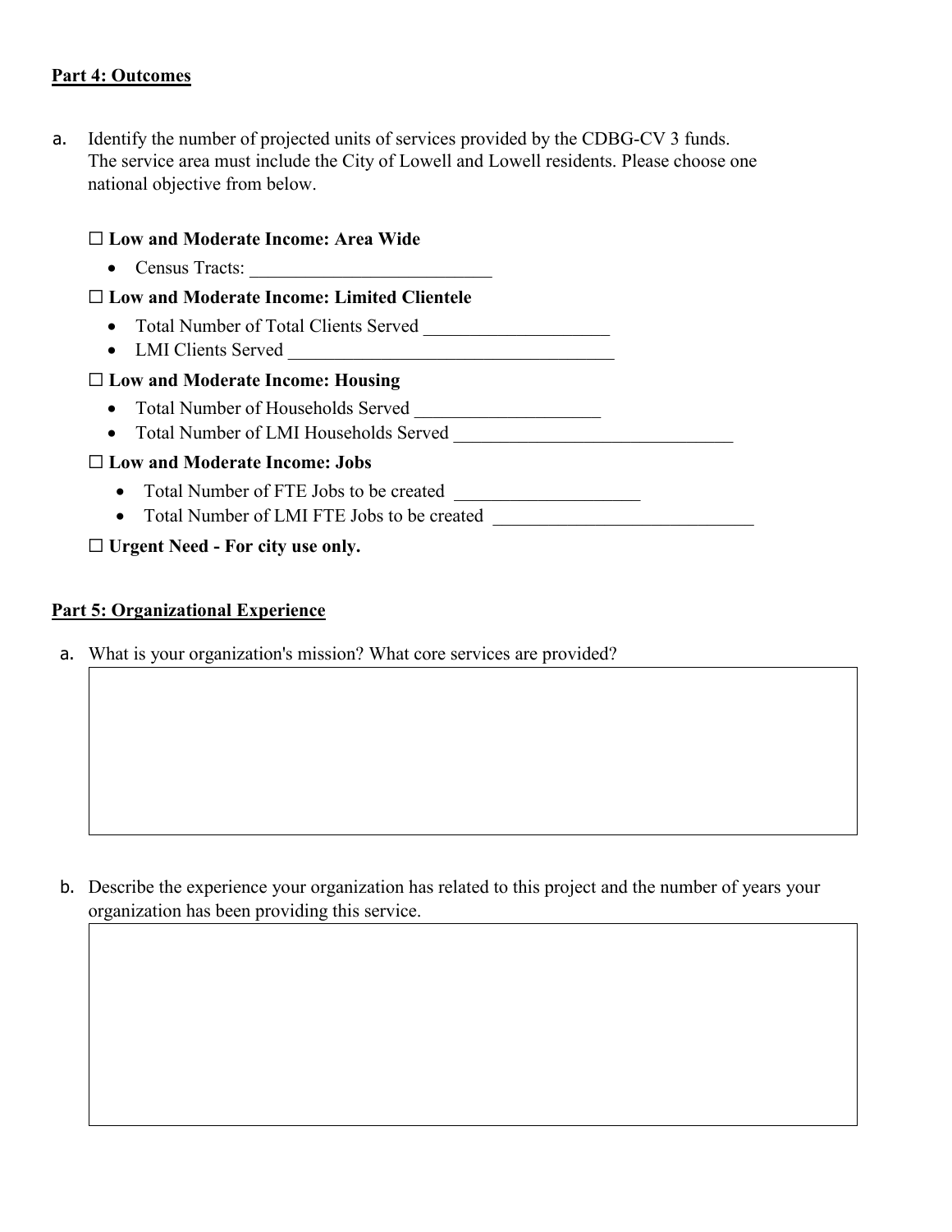**Part 4: Outcomes**

a. Identify the number of projected units of services provided by the CDBG-CV 3 funds. The service area must include the City of Lowell and Lowell residents. Please choose one national objective from below.

☐ **Low and Moderate Income: Area Wide**

- Census Tracts: ___________________________

☐ **Low and Moderate Income: Limited Clientele**

- Total Number of Total Clients Served ____________________
- LMI Clients Served ____________________________________

☐ **Low and Moderate Income: Housing**

- Total Number of Households Served ____________________
- Total Number of LMI Households Served _______________________________

☐ **Low and Moderate Income: Jobs**

- Total Number of FTE Jobs to be created ____________________
- Total Number of LMI FTE Jobs to be created _____________________________

☐ **Urgent Need - For city use only.**

**Part 5: Organizational Experience**

a. What is your organization's mission? What core services are provided?

b. Describe the experience your organization has related to this project and the number of years your organization has been providing this service.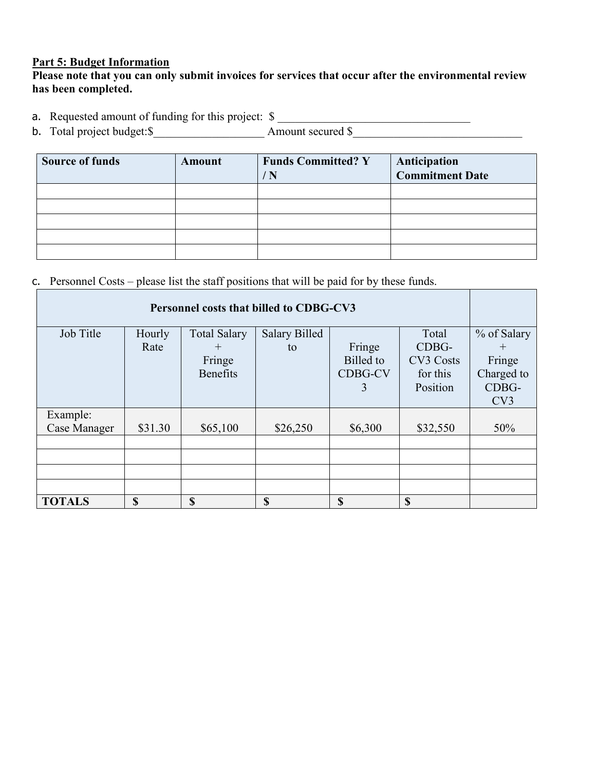**Part 5: Budget Information**

**Please note that you can only submit invoices for services that occur after the environmental review has been completed.**

a. Requested amount of funding for this project: $ ________________________________

b. Total project budget:$__________________ Amount secured $____________________________

| Source of funds | Amount | Funds Committed? Y / N | Anticipation Commitment Date |
|---|---|---|---|
| | | | |
| | | | |
| | | | |
| | | | |
| | | | |

c. Personnel Costs – please list the staff positions that will be paid for by these funds.

| Personnel costs that billed to CDBG-CV3 | | | | | | |
|---|---|---|---|---|---|---|
| Job Title | Hourly Rate | Total Salary + Fringe Benefits | Salary Billed to | Fringe Billed to CDBG-CV 3 | Total CDBG-CV3 Costs for this Position | % of Salary + Fringe Charged to CDBG-CV3 |
| Example: Case Manager | $31.30 | $65,100 | $26,250 | $6,300 | $32,550 | 50% |
| | | | | | | |
| | | | | | | |
| | | | | | | |
| | | | | | | |
| **TOTALS** | **$** | **$** | **$** | **$** | **$** | |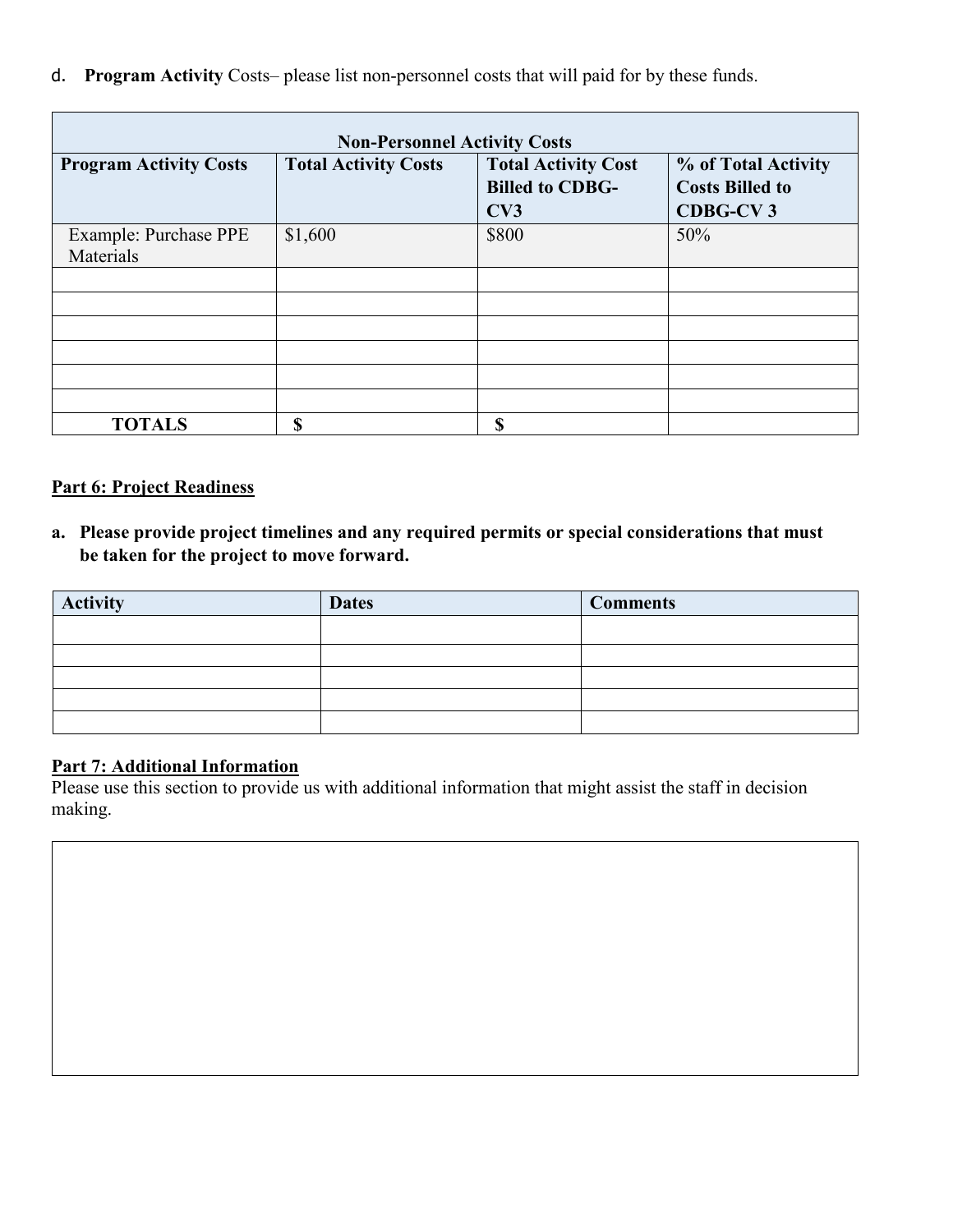d. **Program Activity** Costs– please list non-personnel costs that will paid for by these funds.

| **Non-Personnel Activity Costs** | | | |
|---|---|---|---|
| **Program Activity Costs** | **Total Activity Costs** | **Total Activity Cost Billed to CDBG-CV3** | **% of Total Activity Costs Billed to CDBG-CV 3** |
| Example: Purchase PPE Materials | $1,600 | $800 | 50% |
| | | | |
| | | | |
| | | | |
| | | | |
| | | | |
| | | | |
| **TOTALS** | **$** | **$** | |

**Part 6: Project Readiness**

a. **Please provide project timelines and any required permits or special considerations that must be taken for the project to move forward.**

| **Activity** | **Dates** | **Comments** |
|---|---|---|
| | | |
| | | |
| | | |
| | | |
| | | |

**Part 7: Additional Information**

Please use this section to provide us with additional information that might assist the staff in decision making.

| |
|---|
| |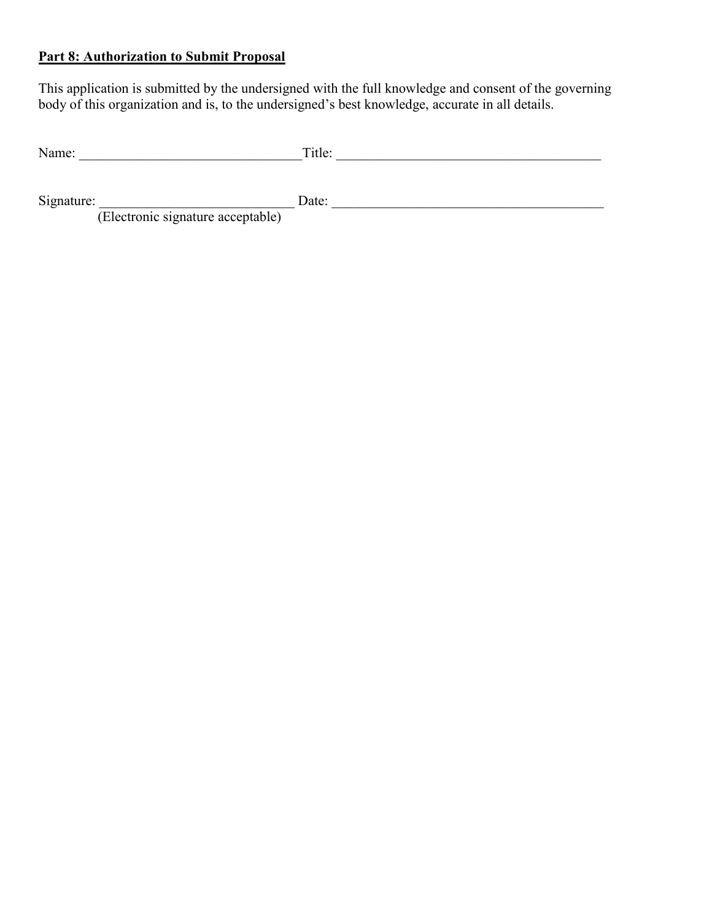**Part 8: Authorization to Submit Proposal**

This application is submitted by the undersigned with the full knowledge and consent of the governing body of this organization and is, to the undersigned's best knowledge, accurate in all details.

Name: ________________________________Title: _______________________________________

Signature: ____________________________ Date: _______________________________________
(Electronic signature acceptable)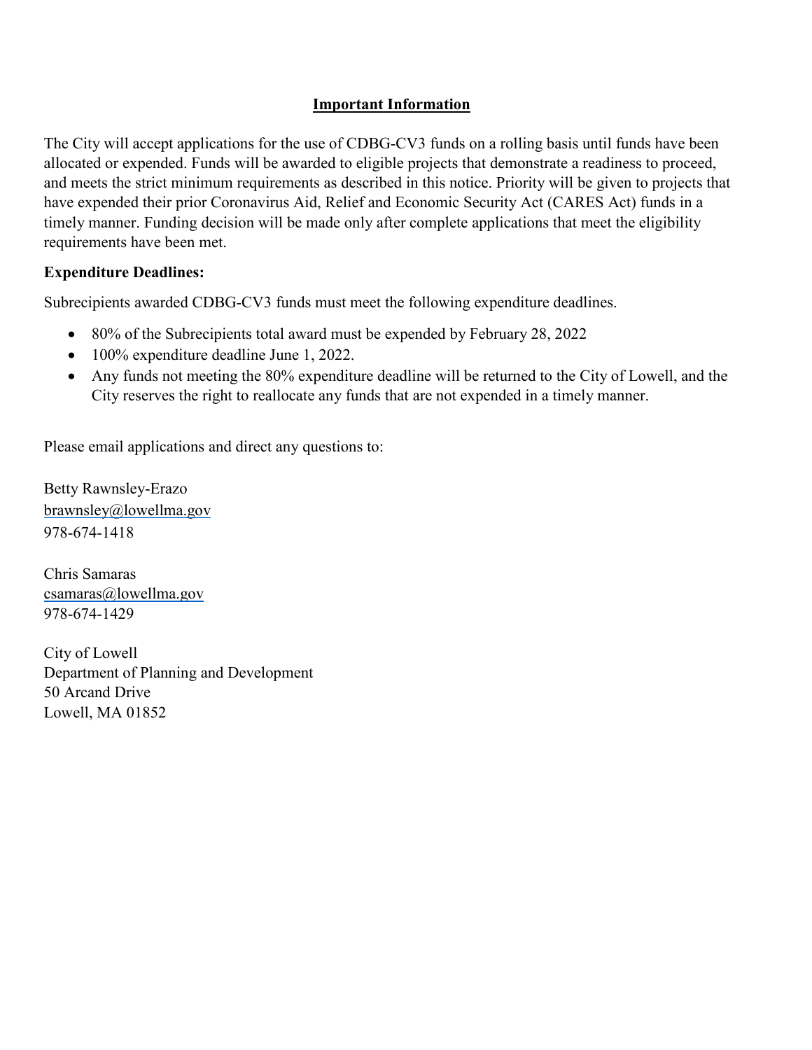## Important Information

The City will accept applications for the use of CDBG-CV3 funds on a rolling basis until funds have been allocated or expended. Funds will be awarded to eligible projects that demonstrate a readiness to proceed, and meets the strict minimum requirements as described in this notice. Priority will be given to projects that have expended their prior Coronavirus Aid, Relief and Economic Security Act (CARES Act) funds in a timely manner. Funding decision will be made only after complete applications that meet the eligibility requirements have been met.

**Expenditure Deadlines:**

Subrecipients awarded CDBG-CV3 funds must meet the following expenditure deadlines.

- 80% of the Subrecipients total award must be expended by February 28, 2022
- 100% expenditure deadline June 1, 2022.
- Any funds not meeting the 80% expenditure deadline will be returned to the City of Lowell, and the City reserves the right to reallocate any funds that are not expended in a timely manner.

Please email applications and direct any questions to:

Betty Rawnsley-Erazo
brawnsley@lowellma.gov
978-674-1418

Chris Samaras
csamaras@lowellma.gov
978-674-1429

City of Lowell
Department of Planning and Development
50 Arcand Drive
Lowell, MA 01852